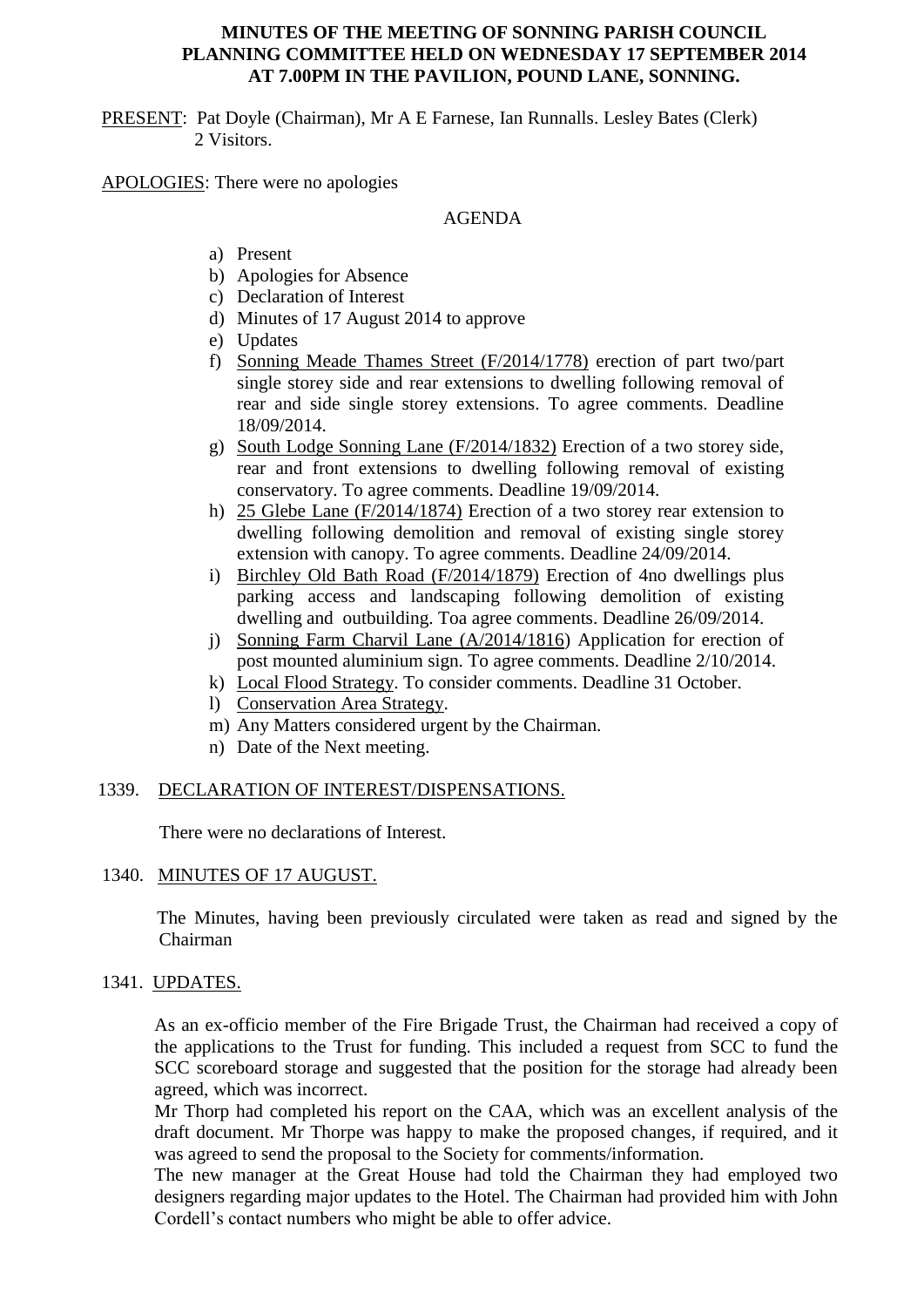# MINUTES OF THE MEETING OF SONNING PARISH COUNCIL PLANNING COMMITTEE HELD ON WEDNESDAY 17 SEPTEMBER 2014 AT 7.00PM IN THE PAVILION, POUND LANE, SONNING.

PRESENT: Pat Doyle (Chairman), Mr A E Farnese, Ian Runnalls. Lesley Bates (Clerk) 2 Visitors.

APOLOGIES: There were no apologies

AGENDA

a) Present
b) Apologies for Absence
c) Declaration of Interest
d) Minutes of 17 August 2014 to approve
e) Updates
f) Sonning Meade Thames Street (F/2014/1778) erection of part two/part single storey side and rear extensions to dwelling following removal of rear and side single storey extensions. To agree comments. Deadline 18/09/2014.
g) South Lodge Sonning Lane (F/2014/1832) Erection of a two storey side, rear and front extensions to dwelling following removal of existing conservatory. To agree comments. Deadline 19/09/2014.
h) 25 Glebe Lane (F/2014/1874) Erection of a two storey rear extension to dwelling following demolition and removal of existing single storey extension with canopy. To agree comments. Deadline 24/09/2014.
i) Birchley Old Bath Road (F/2014/1879) Erection of 4no dwellings plus parking access and landscaping following demolition of existing dwelling and outbuilding. Toa agree comments. Deadline 26/09/2014.
j) Sonning Farm Charvil Lane (A/2014/1816) Application for erection of post mounted aluminium sign. To agree comments. Deadline 2/10/2014.
k) Local Flood Strategy. To consider comments. Deadline 31 October.
l) Conservation Area Strategy.
m) Any Matters considered urgent by the Chairman.
n) Date of the Next meeting.

1339. DECLARATION OF INTEREST/DISPENSATIONS.

There were no declarations of Interest.

1340. MINUTES OF 17 AUGUST.

The Minutes, having been previously circulated were taken as read and signed by the Chairman

1341. UPDATES.

As an ex-officio member of the Fire Brigade Trust, the Chairman had received a copy of the applications to the Trust for funding. This included a request from SCC to fund the SCC scoreboard storage and suggested that the position for the storage had already been agreed, which was incorrect.

Mr Thorp had completed his report on the CAA, which was an excellent analysis of the draft document. Mr Thorpe was happy to make the proposed changes, if required, and it was agreed to send the proposal to the Society for comments/information.

The new manager at the Great House had told the Chairman they had employed two designers regarding major updates to the Hotel. The Chairman had provided him with John Cordell's contact numbers who might be able to offer advice.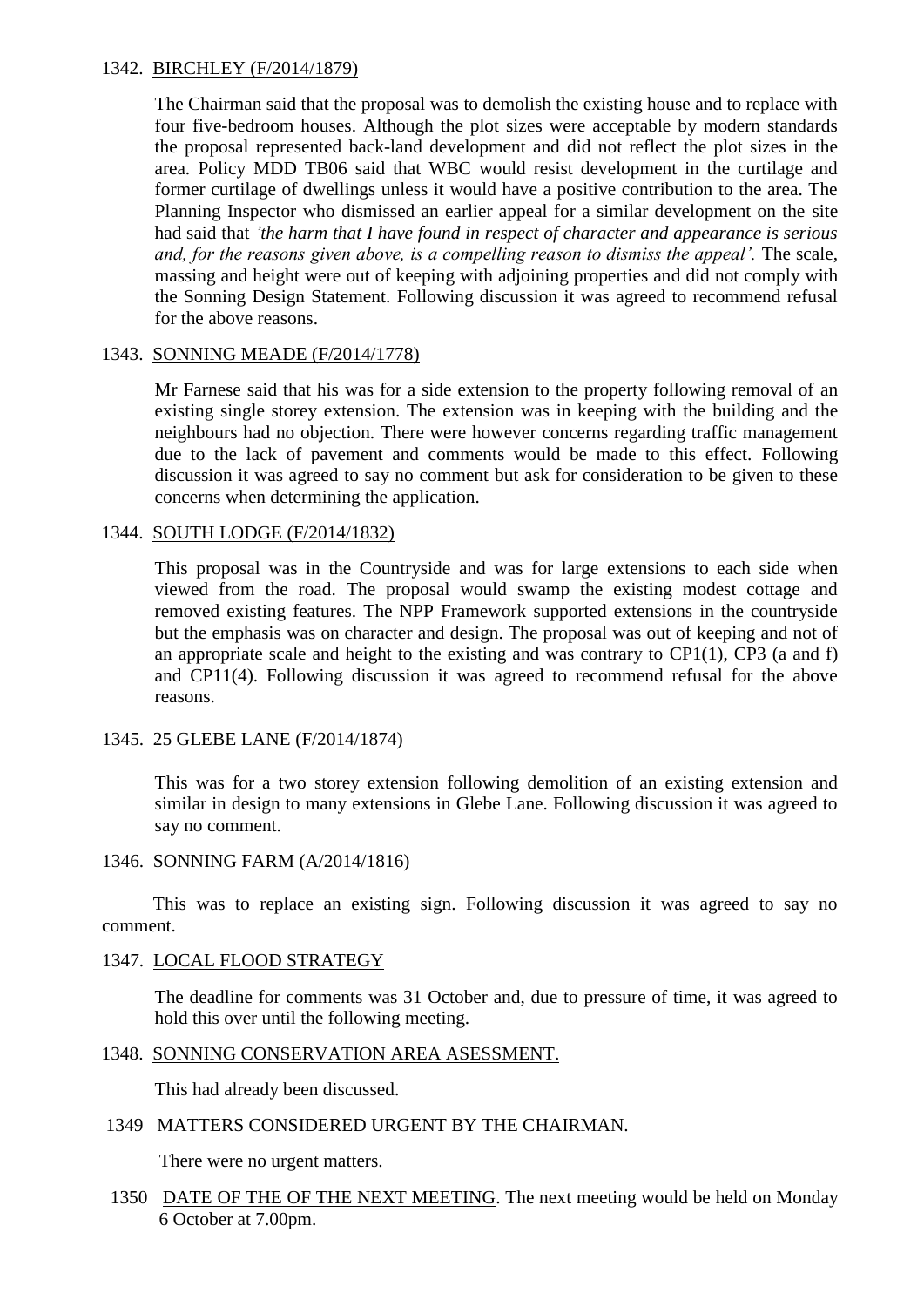1342. BIRCHLEY (F/2014/1879)

The Chairman said that the proposal was to demolish the existing house and to replace with four five-bedroom houses. Although the plot sizes were acceptable by modern standards the proposal represented back-land development and did not reflect the plot sizes in the area. Policy MDD TB06 said that WBC would resist development in the curtilage and former curtilage of dwellings unless it would have a positive contribution to the area. The Planning Inspector who dismissed an earlier appeal for a similar development on the site had said that *'the harm that I have found in respect of character and appearance is serious and, for the reasons given above, is a compelling reason to dismiss the appeal'.* The scale, massing and height were out of keeping with adjoining properties and did not comply with the Sonning Design Statement. Following discussion it was agreed to recommend refusal for the above reasons.

1343. SONNING MEADE (F/2014/1778)

Mr Farnese said that his was for a side extension to the property following removal of an existing single storey extension. The extension was in keeping with the building and the neighbours had no objection. There were however concerns regarding traffic management due to the lack of pavement and comments would be made to this effect. Following discussion it was agreed to say no comment but ask for consideration to be given to these concerns when determining the application.

1344. SOUTH LODGE (F/2014/1832)

This proposal was in the Countryside and was for large extensions to each side when viewed from the road. The proposal would swamp the existing modest cottage and removed existing features. The NPP Framework supported extensions in the countryside but the emphasis was on character and design. The proposal was out of keeping and not of an appropriate scale and height to the existing and was contrary to CP1(1), CP3 (a and f) and CP11(4). Following discussion it was agreed to recommend refusal for the above reasons.

1345. 25 GLEBE LANE (F/2014/1874)

This was for a two storey extension following demolition of an existing extension and similar in design to many extensions in Glebe Lane. Following discussion it was agreed to say no comment.

1346. SONNING FARM (A/2014/1816)

This was to replace an existing sign. Following discussion it was agreed to say no comment.

1347. LOCAL FLOOD STRATEGY

The deadline for comments was 31 October and, due to pressure of time, it was agreed to hold this over until the following meeting.

1348. SONNING CONSERVATION AREA ASESSMENT.

This had already been discussed.

1349 MATTERS CONSIDERED URGENT BY THE CHAIRMAN.

There were no urgent matters.

1350 DATE OF THE OF THE NEXT MEETING. The next meeting would be held on Monday 6 October at 7.00pm.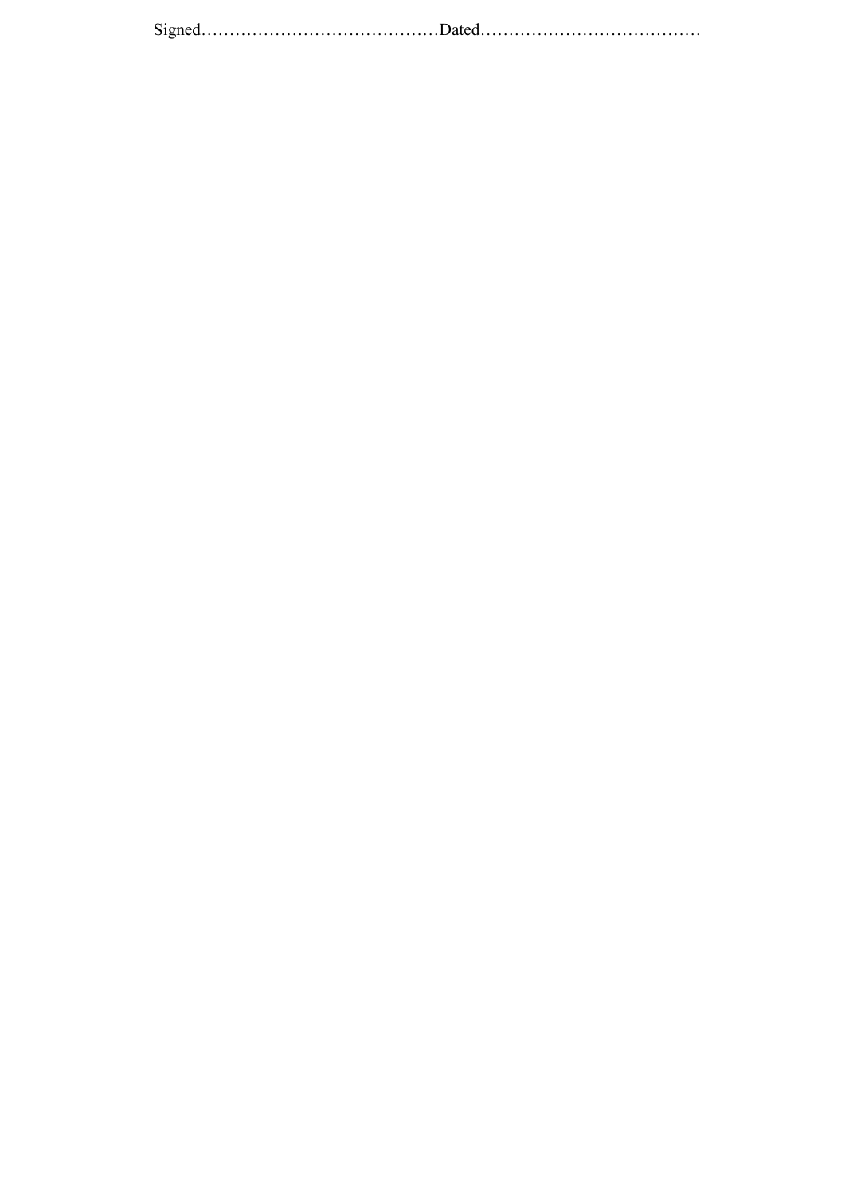Signed……………………………………Dated…………………………………